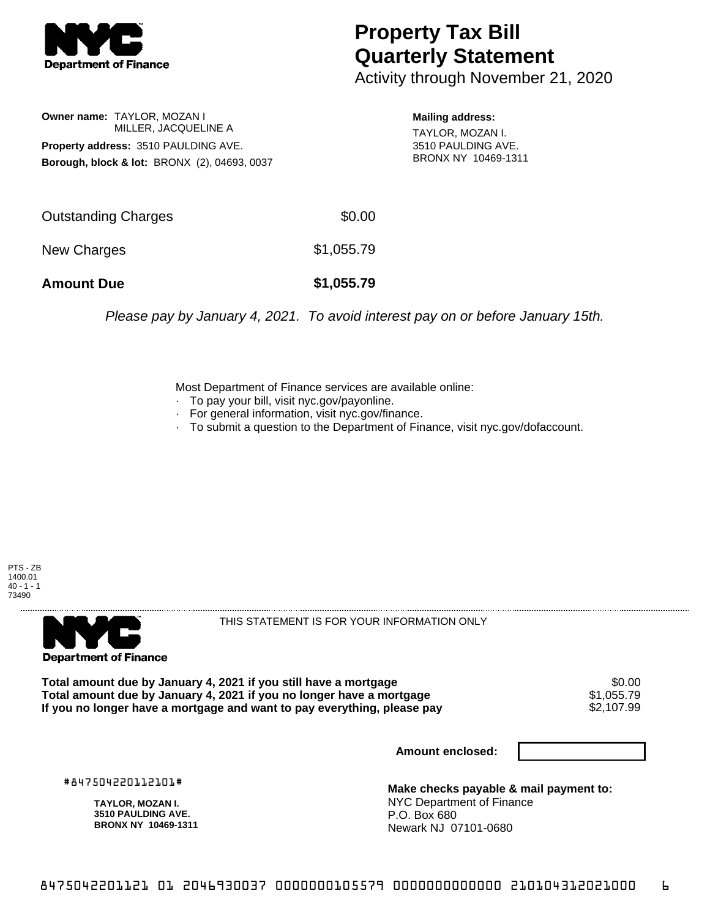NYC Department of Finance

# Property Tax Bill Quarterly Statement

Activity through November 21, 2020

**Owner name:** TAYLOR, MOZAN I
MILLER, JACQUELINE A

**Property address:** 3510 PAULDING AVE.

**Borough, block & lot:** BRONX (2), 04693, 0037

**Mailing address:**
TAYLOR, MOZAN I.
3510 PAULDING AVE.
BRONX NY 10469-1311

| | |
|---|---|
| Outstanding Charges | $0.00 |
| New Charges | $1,055.79 |
| **Amount Due** | **$1,055.79** |

*Please pay by January 4, 2021. To avoid interest pay on or before January 15th.*

Most Department of Finance services are available online:
- To pay your bill, visit nyc.gov/payonline.
- For general information, visit nyc.gov/finance.
- To submit a question to the Department of Finance, visit nyc.gov/dofaccount.

PTS - ZB
1400.01
40 - 1 - 1
73490

NYC Department of Finance

THIS STATEMENT IS FOR YOUR INFORMATION ONLY

| | |
|---|---|
| **Total amount due by January 4, 2021 if you still have a mortgage** | $0.00 |
| **Total amount due by January 4, 2021 if you no longer have a mortgage** | $1,055.79 |
| **If you no longer have a mortgage and want to pay everything, please pay** | $2,107.99 |

**Amount enclosed:**

#847504220112101#

**TAYLOR, MOZAN I.**
**3510 PAULDING AVE.**
**BRONX NY 10469-1311**

**Make checks payable & mail payment to:**
NYC Department of Finance
P.O. Box 680
Newark NJ 07101-0680

8475042201121 01 2046930037 0000000105579 0000000000000 210104312021000 6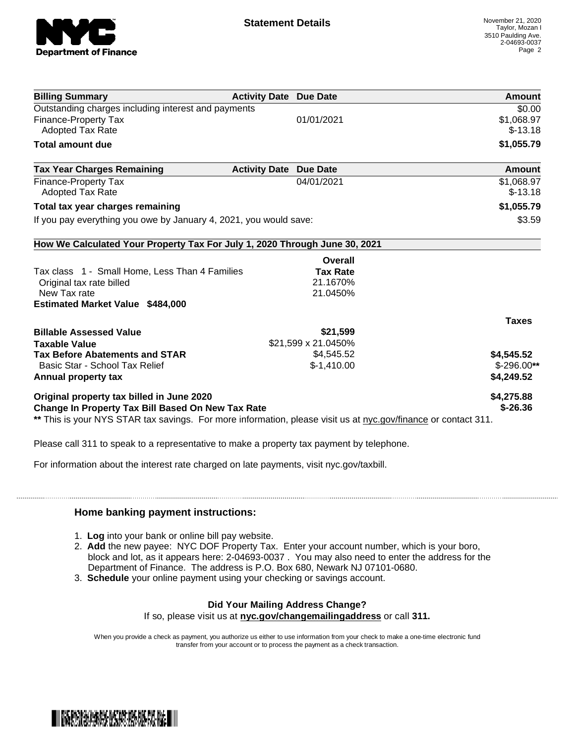# Statement Details

November 21, 2020
Taylor, Mozan I
3510 Paulding Ave.
2-04693-0037

| Billing Summary | Activity Date | Due Date | Amount |
| --- | --- | --- | --- |
| Outstanding charges including interest and payments | | | $0.00 |
| Finance-Property Tax | | 01/01/2021 | $1,068.97 |
| Adopted Tax Rate | | | $-13.18 |
| **Total amount due** | | | **$1,055.79** |

| Tax Year Charges Remaining | Activity Date | Due Date | Amount |
| --- | --- | --- | --- |
| Finance-Property Tax | | 04/01/2021 | $1,068.97 |
| Adopted Tax Rate | | | $-13.18 |
| **Total tax year charges remaining** | | | **$1,055.79** |
| If you pay everything you owe by January 4, 2021, you would save: | | | $3.59 |

**How We Calculated Your Property Tax For July 1, 2020 Through June 30, 2021**

| | Overall Tax Rate | Taxes |
| --- | --- | --- |
| Tax class 1 - Small Home, Less Than 4 Families | | |
| Original tax rate billed | 21.1670% | |
| New Tax rate | 21.0450% | |
| **Estimated Market Value $484,000** | | |
| **Billable Assessed Value** | **$21,599** | |
| **Taxable Value** | $21,599 x 21.0450% | |
| **Tax Before Abatements and STAR** | $4,545.52 | **$4,545.52** |
| Basic Star - School Tax Relief | $-1,410.00 | $-296.00** |
| **Annual property tax** | | **$4,249.52** |
| **Original property tax billed in June 2020** | | **$4,275.88** |
| **Change In Property Tax Bill Based On New Tax Rate** | | **$-26.36** |

** This is your NYS STAR tax savings. For more information, please visit us at nyc.gov/finance or contact 311.

Please call 311 to speak to a representative to make a property tax payment by telephone.

For information about the interest rate charged on late payments, visit nyc.gov/taxbill.

## Home banking payment instructions:

1. **Log** into your bank or online bill pay website.
2. **Add** the new payee: NYC DOF Property Tax. Enter your account number, which is your boro, block and lot, as it appears here: 2-04693-0037 . You may also need to enter the address for the Department of Finance. The address is P.O. Box 680, Newark NJ 07101-0680.
3. **Schedule** your online payment using your checking or savings account.

**Did Your Mailing Address Change?**
If so, please visit us at **nyc.gov/changemailingaddress** or call **311.**

When you provide a check as payment, you authorize us either to use information from your check to make a one-time electronic fund transfer from your account or to process the payment as a check transaction.